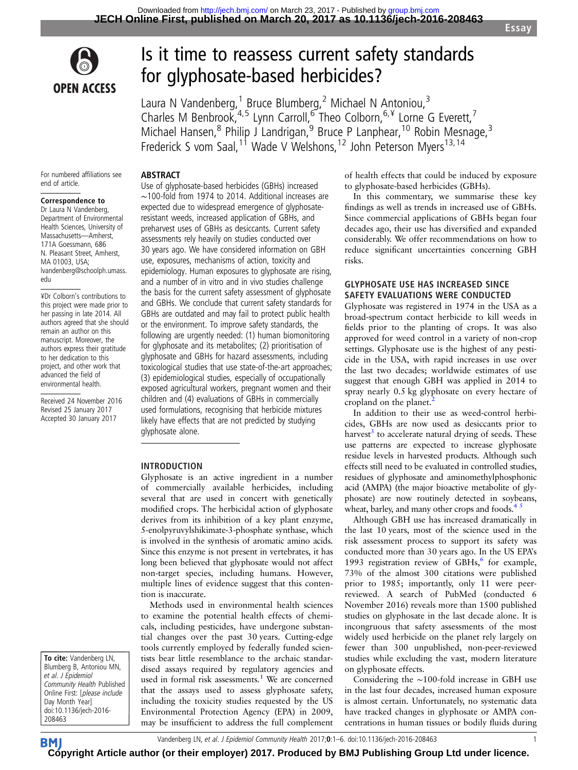# Is it time to reassess current safety standards for glyphosate-based herbicides?

Laura N Vandenberg,[1] Bruce Blumberg,[2] Michael N Antoniou,[3] Charles M Benbrook,[4,5] Lynn Carroll,[6] Theo Colborn,[6,¥] Lorne G Everett,[7] Michael Hansen,[8] Philip J Landrigan,[9] Bruce P Lanphear,[10] Robin Mesnage,[3] Frederick S vom Saal,[11] Wade V Welshons,[12] John Peterson Myers[13,14]

For numbered affiliations see end of article.

**Correspondence to**
Dr Laura N Vandenberg, Department of Environmental Health Sciences, University of Massachusetts—Amherst, 171A Goessmann, 686 N. Pleasant Street, Amherst, MA 01003, USA; lvandenberg@schoolph.umass.edu

¥Dr Colborn's contributions to this project were made prior to her passing in late 2014. All authors agreed that she should remain an author on this manuscript. Moreover, the authors express their gratitude to her dedication to this project, and other work that advanced the field of environmental health.

Received 24 November 2016
Revised 25 January 2017
Accepted 30 January 2017

**To cite:** Vandenberg LN, Blumberg B, Antoniou MN, *et al. J Epidemiol Community Health* Published Online First: [*please include* Day Month Year] doi:10.1136/jech-2016-208463

## ABSTRACT

Use of glyphosate-based herbicides (GBHs) increased ~100-fold from 1974 to 2014. Additional increases are expected due to widespread emergence of glyphosate-resistant weeds, increased application of GBHs, and preharvest uses of GBHs as desiccants. Current safety assessments rely heavily on studies conducted over 30 years ago. We have considered information on GBH use, exposures, mechanisms of action, toxicity and epidemiology. Human exposures to glyphosate are rising, and a number of in vitro and in vivo studies challenge the basis for the current safety assessment of glyphosate and GBHs. We conclude that current safety standards for GBHs are outdated and may fail to protect public health or the environment. To improve safety standards, the following are urgently needed: (1) human biomonitoring for glyphosate and its metabolites; (2) prioritisation of glyphosate and GBHs for hazard assessments, including toxicological studies that use state-of-the-art approaches; (3) epidemiological studies, especially of occupationally exposed agricultural workers, pregnant women and their children and (4) evaluations of GBHs in commercially used formulations, recognising that herbicide mixtures likely have effects that are not predicted by studying glyphosate alone.

## INTRODUCTION

Glyphosate is an active ingredient in a number of commercially available herbicides, including several that are used in concert with genetically modified crops. The herbicidal action of glyphosate derives from its inhibition of a key plant enzyme, 5-enolpyruvylshikimate-3-phosphate synthase, which is involved in the synthesis of aromatic amino acids. Since this enzyme is not present in vertebrates, it has long been believed that glyphosate would not affect non-target species, including humans. However, multiple lines of evidence suggest that this contention is inaccurate.

Methods used in environmental health sciences to examine the potential health effects of chemicals, including pesticides, have undergone substantial changes over the past 30 years. Cutting-edge tools currently employed by federally funded scientists bear little resemblance to the archaic standardised assays required by regulatory agencies and used in formal risk assessments.[1] We are concerned that the assays used to assess glyphosate safety, including the toxicity studies requested by the US Environmental Protection Agency (EPA) in 2009, may be insufficient to address the full complement of health effects that could be induced by exposure to glyphosate-based herbicides (GBHs).

In this commentary, we summarise these key findings as well as trends in increased use of GBHs. Since commercial applications of GBHs began four decades ago, their use has diversified and expanded considerably. We offer recommendations on how to reduce significant uncertainties concerning GBH risks.

## GLYPHOSATE USE HAS INCREASED SINCE SAFETY EVALUATIONS WERE CONDUCTED

Glyphosate was registered in 1974 in the USA as a broad-spectrum contact herbicide to kill weeds in fields prior to the planting of crops. It was also approved for weed control in a variety of non-crop settings. Glyphosate use is the highest of any pesticide in the USA, with rapid increases in use over the last two decades; worldwide estimates of use suggest that enough GBH was applied in 2014 to spray nearly 0.5 kg glyphosate on every hectare of cropland on the planet.[2]

In addition to their use as weed-control herbicides, GBHs are now used as desiccants prior to harvest[3] to accelerate natural drying of seeds. These use patterns are expected to increase glyphosate residue levels in harvested products. Although such effects still need to be evaluated in controlled studies, residues of glyphosate and aminomethylphosphonic acid (AMPA) (the major bioactive metabolite of glyphosate) are now routinely detected in soybeans, wheat, barley, and many other crops and foods.[4,5]

Although GBH use has increased dramatically in the last 10 years, most of the science used in the risk assessment process to support its safety was conducted more than 30 years ago. In the US EPA's 1993 registration review of GBHs,[6] for example, 73% of the almost 300 citations were published prior to 1985; importantly, only 11 were peer-reviewed. A search of PubMed (conducted 6 November 2016) reveals more than 1500 published studies on glyphosate in the last decade alone. It is incongruous that safety assessments of the most widely used herbicide on the planet rely largely on fewer than 300 unpublished, non-peer-reviewed studies while excluding the vast, modern literature on glyphosate effects.

Considering the ~100-fold increase in GBH use in the last four decades, increased human exposure is almost certain. Unfortunately, no systematic data have tracked changes in glyphosate or AMPA concentrations in human tissues or bodily fluids during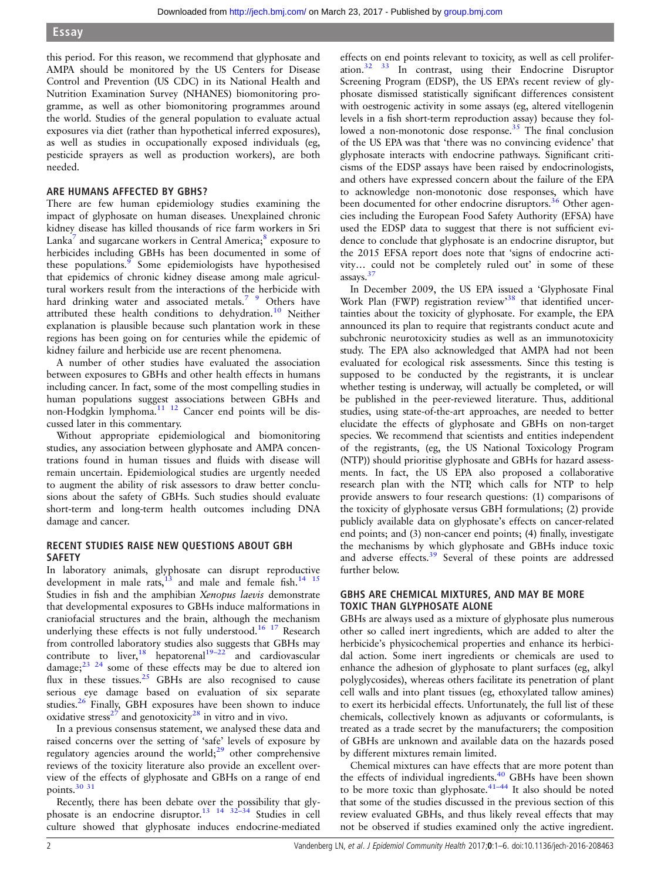this period. For this reason, we recommend that glyphosate and AMPA should be monitored by the US Centers for Disease Control and Prevention (US CDC) in its National Health and Nutrition Examination Survey (NHANES) biomonitoring programme, as well as other biomonitoring programmes around the world. Studies of the general population to evaluate actual exposures via diet (rather than hypothetical inferred exposures), as well as studies in occupationally exposed individuals (eg, pesticide sprayers as well as production workers), are both needed.

## ARE HUMANS AFFECTED BY GBHS?

There are few human epidemiology studies examining the impact of glyphosate on human diseases. Unexplained chronic kidney disease has killed thousands of rice farm workers in Sri Lanka[7] and sugarcane workers in Central America;[8] exposure to herbicides including GBHs has been documented in some of these populations.[9] Some epidemiologists have hypothesised that epidemics of chronic kidney disease among male agricultural workers result from the interactions of the herbicide with hard drinking water and associated metals.[7 9] Others have attributed these health conditions to dehydration.[10] Neither explanation is plausible because such plantation work in these regions has been going on for centuries while the epidemic of kidney failure and herbicide use are recent phenomena.

A number of other studies have evaluated the association between exposures to GBHs and other health effects in humans including cancer. In fact, some of the most compelling studies in human populations suggest associations between GBHs and non-Hodgkin lymphoma.[11 12] Cancer end points will be discussed later in this commentary.

Without appropriate epidemiological and biomonitoring studies, any association between glyphosate and AMPA concentrations found in human tissues and fluids with disease will remain uncertain. Epidemiological studies are urgently needed to augment the ability of risk assessors to draw better conclusions about the safety of GBHs. Such studies should evaluate short-term and long-term health outcomes including DNA damage and cancer.

## RECENT STUDIES RAISE NEW QUESTIONS ABOUT GBH SAFETY

In laboratory animals, glyphosate can disrupt reproductive development in male rats,[13] and male and female fish.[14 15] Studies in fish and the amphibian *Xenopus laevis* demonstrate that developmental exposures to GBHs induce malformations in craniofacial structures and the brain, although the mechanism underlying these effects is not fully understood.[16 17] Research from controlled laboratory studies also suggests that GBHs may contribute to liver,[18] hepatorenal[19–22] and cardiovascular damage;[23 24] some of these effects may be due to altered ion flux in these tissues.[25] GBHs are also recognised to cause serious eye damage based on evaluation of six separate studies.[26] Finally, GBH exposures have been shown to induce oxidative stress[27] and genotoxicity[28] in vitro and in vivo.

In a previous consensus statement, we analysed these data and raised concerns over the setting of 'safe' levels of exposure by regulatory agencies around the world;[29] other comprehensive reviews of the toxicity literature also provide an excellent overview of the effects of glyphosate and GBHs on a range of end points.[30 31]

Recently, there has been debate over the possibility that glyphosate is an endocrine disruptor.[13 14 32–34] Studies in cell culture showed that glyphosate induces endocrine-mediated effects on end points relevant to toxicity, as well as cell proliferation.[32 33] In contrast, using their Endocrine Disruptor Screening Program (EDSP), the US EPA's recent review of glyphosate dismissed statistically significant differences consistent with oestrogenic activity in some assays (eg, altered vitellogenin levels in a fish short-term reproduction assay) because they followed a non-monotonic dose response.[35] The final conclusion of the US EPA was that 'there was no convincing evidence' that glyphosate interacts with endocrine pathways. Significant criticisms of the EDSP assays have been raised by endocrinologists, and others have expressed concern about the failure of the EPA to acknowledge non-monotonic dose responses, which have been documented for other endocrine disruptors.[36] Other agencies including the European Food Safety Authority (EFSA) have used the EDSP data to suggest that there is not sufficient evidence to conclude that glyphosate is an endocrine disruptor, but the 2015 EFSA report does note that 'signs of endocrine activity… could not be completely ruled out' in some of these assays.[37]

In December 2009, the US EPA issued a 'Glyphosate Final Work Plan (FWP) registration review'[38] that identified uncertainties about the toxicity of glyphosate. For example, the EPA announced its plan to require that registrants conduct acute and subchronic neurotoxicity studies as well as an immunotoxicity study. The EPA also acknowledged that AMPA had not been evaluated for ecological risk assessments. Since this testing is supposed to be conducted by the registrants, it is unclear whether testing is underway, will actually be completed, or will be published in the peer-reviewed literature. Thus, additional studies, using state-of-the-art approaches, are needed to better elucidate the effects of glyphosate and GBHs on non-target species. We recommend that scientists and entities independent of the registrants, (eg, the US National Toxicology Program (NTP)) should prioritise glyphosate and GBHs for hazard assessments. In fact, the US EPA also proposed a collaborative research plan with the NTP, which calls for NTP to help provide answers to four research questions: (1) comparisons of the toxicity of glyphosate versus GBH formulations; (2) provide publicly available data on glyphosate's effects on cancer-related end points; and (3) non-cancer end points; (4) finally, investigate the mechanisms by which glyphosate and GBHs induce toxic and adverse effects.[39] Several of these points are addressed further below.

## GBHS ARE CHEMICAL MIXTURES, AND MAY BE MORE TOXIC THAN GLYPHOSATE ALONE

GBHs are always used as a mixture of glyphosate plus numerous other so called inert ingredients, which are added to alter the herbicide's physicochemical properties and enhance its herbicidal action. Some inert ingredients or chemicals are used to enhance the adhesion of glyphosate to plant surfaces (eg, alkyl polyglycosides), whereas others facilitate its penetration of plant cell walls and into plant tissues (eg, ethoxylated tallow amines) to exert its herbicidal effects. Unfortunately, the full list of these chemicals, collectively known as adjuvants or coformulants, is treated as a trade secret by the manufacturers; the composition of GBHs are unknown and available data on the hazards posed by different mixtures remain limited.

Chemical mixtures can have effects that are more potent than the effects of individual ingredients.[40] GBHs have been shown to be more toxic than glyphosate.[41–44] It also should be noted that some of the studies discussed in the previous section of this review evaluated GBHs, and thus likely reveal effects that may not be observed if studies examined only the active ingredient.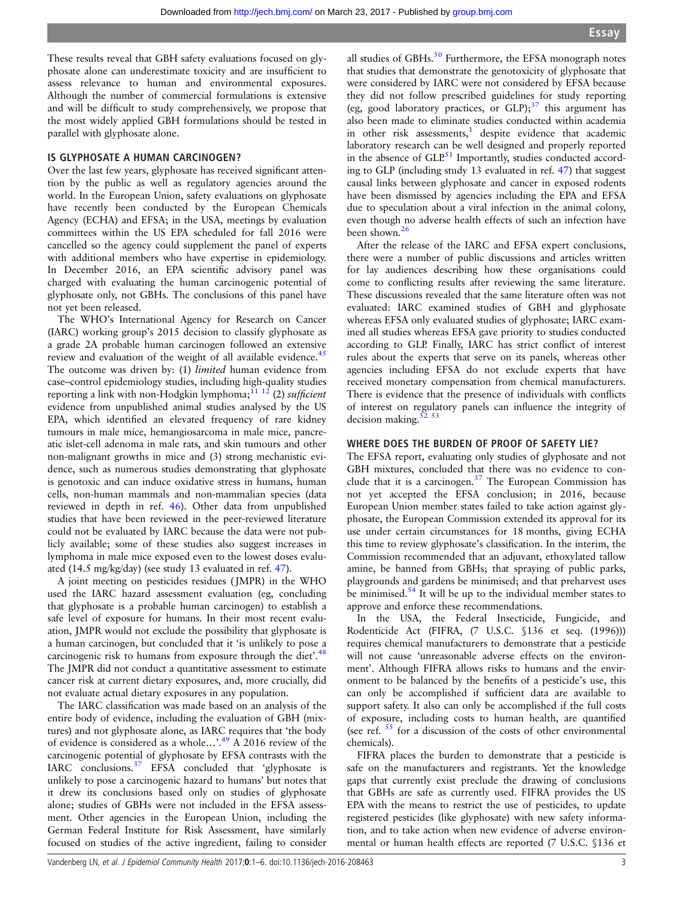These results reveal that GBH safety evaluations focused on glyphosate alone can underestimate toxicity and are insufficient to assess relevance to human and environmental exposures. Although the number of commercial formulations is extensive and will be difficult to study comprehensively, we propose that the most widely applied GBH formulations should be tested in parallel with glyphosate alone.

## IS GLYPHOSATE A HUMAN CARCINOGEN?

Over the last few years, glyphosate has received significant attention by the public as well as regulatory agencies around the world. In the European Union, safety evaluations on glyphosate have recently been conducted by the European Chemicals Agency (ECHA) and EFSA; in the USA, meetings by evaluation committees within the US EPA scheduled for fall 2016 were cancelled so the agency could supplement the panel of experts with additional members who have expertise in epidemiology. In December 2016, an EPA scientific advisory panel was charged with evaluating the human carcinogenic potential of glyphosate only, not GBHs. The conclusions of this panel have not yet been released.

The WHO's International Agency for Research on Cancer (IARC) working group's 2015 decision to classify glyphosate as a grade 2A probable human carcinogen followed an extensive review and evaluation of the weight of all available evidence.[45] The outcome was driven by: (1) *limited* human evidence from case–control epidemiology studies, including high-quality studies reporting a link with non-Hodgkin lymphoma;[11 12] (2) *sufficient* evidence from unpublished animal studies analysed by the US EPA, which identified an elevated frequency of rare kidney tumours in male mice, hemangiosarcoma in male mice, pancreatic islet-cell adenoma in male rats, and skin tumours and other non-malignant growths in mice and (3) strong mechanistic evidence, such as numerous studies demonstrating that glyphosate is genotoxic and can induce oxidative stress in humans, human cells, non-human mammals and non-mammalian species (data reviewed in depth in ref. 46). Other data from unpublished studies that have been reviewed in the peer-reviewed literature could not be evaluated by IARC because the data were not publicly available; some of these studies also suggest increases in lymphoma in male mice exposed even to the lowest doses evaluated (14.5 mg/kg/day) (see study 13 evaluated in ref. 47).

A joint meeting on pesticides residues (JMPR) in the WHO used the IARC hazard assessment evaluation (eg, concluding that glyphosate is a probable human carcinogen) to establish a safe level of exposure for humans. In their most recent evaluation, JMPR would not exclude the possibility that glyphosate is a human carcinogen, but concluded that it 'is unlikely to pose a carcinogenic risk to humans from exposure through the diet'.[48] The JMPR did not conduct a quantitative assessment to estimate cancer risk at current dietary exposures, and, more crucially, did not evaluate actual dietary exposures in any population.

The IARC classification was made based on an analysis of the entire body of evidence, including the evaluation of GBH (mixtures) and not glyphosate alone, as IARC requires that 'the body of evidence is considered as a whole…'.[49] A 2016 review of the carcinogenic potential of glyphosate by EFSA contrasts with the IARC conclusions.[37] EFSA concluded that 'glyphosate is unlikely to pose a carcinogenic hazard to humans' but notes that it drew its conclusions based only on studies of glyphosate alone; studies of GBHs were not included in the EFSA assessment. Other agencies in the European Union, including the German Federal Institute for Risk Assessment, have similarly focused on studies of the active ingredient, failing to consider all studies of GBHs.[50] Furthermore, the EFSA monograph notes that studies that demonstrate the genotoxicity of glyphosate that were considered by IARC were not considered by EFSA because they did not follow prescribed guidelines for study reporting (eg, good laboratory practices, or GLP);[37] this argument has also been made to eliminate studies conducted within academia in other risk assessments,[1] despite evidence that academic laboratory research can be well designed and properly reported in the absence of GLP.[51] Importantly, studies conducted according to GLP (including study 13 evaluated in ref. 47) that suggest causal links between glyphosate and cancer in exposed rodents have been dismissed by agencies including the EPA and EFSA due to speculation about a viral infection in the animal colony, even though no adverse health effects of such an infection have been shown.[26]

After the release of the IARC and EFSA expert conclusions, there were a number of public discussions and articles written for lay audiences describing how these organisations could come to conflicting results after reviewing the same literature. These discussions revealed that the same literature often was not evaluated: IARC examined studies of GBH and glyphosate whereas EFSA only evaluated studies of glyphosate; IARC examined all studies whereas EFSA gave priority to studies conducted according to GLP. Finally, IARC has strict conflict of interest rules about the experts that serve on its panels, whereas other agencies including EFSA do not exclude experts that have received monetary compensation from chemical manufacturers. There is evidence that the presence of individuals with conflicts of interest on regulatory panels can influence the integrity of decision making.[52 53]

## WHERE DOES THE BURDEN OF PROOF OF SAFETY LIE?

The EFSA report, evaluating only studies of glyphosate and not GBH mixtures, concluded that there was no evidence to conclude that it is a carcinogen.[37] The European Commission has not yet accepted the EFSA conclusion; in 2016, because European Union member states failed to take action against glyphosate, the European Commission extended its approval for its use under certain circumstances for 18 months, giving ECHA this time to review glyphosate's classification. In the interim, the Commission recommended that an adjuvant, ethoxylated tallow amine, be banned from GBHs; that spraying of public parks, playgrounds and gardens be minimised; and that preharvest uses be minimised.[54] It will be up to the individual member states to approve and enforce these recommendations.

In the USA, the Federal Insecticide, Fungicide, and Rodenticide Act (FIFRA, (7 U.S.C. §136 et seq. (1996))) requires chemical manufacturers to demonstrate that a pesticide will not cause 'unreasonable adverse effects on the environment'. Although FIFRA allows risks to humans and the environment to be balanced by the benefits of a pesticide's use, this can only be accomplished if sufficient data are available to support safety. It also can only be accomplished if the full costs of exposure, including costs to human health, are quantified (see ref. 55 for a discussion of the costs of other environmental chemicals).

FIFRA places the burden to demonstrate that a pesticide is safe on the manufacturers and registrants. Yet the knowledge gaps that currently exist preclude the drawing of conclusions that GBHs are safe as currently used. FIFRA provides the US EPA with the means to restrict the use of pesticides, to update registered pesticides (like glyphosate) with new safety information, and to take action when new evidence of adverse environmental or human health effects are reported (7 U.S.C. §136 et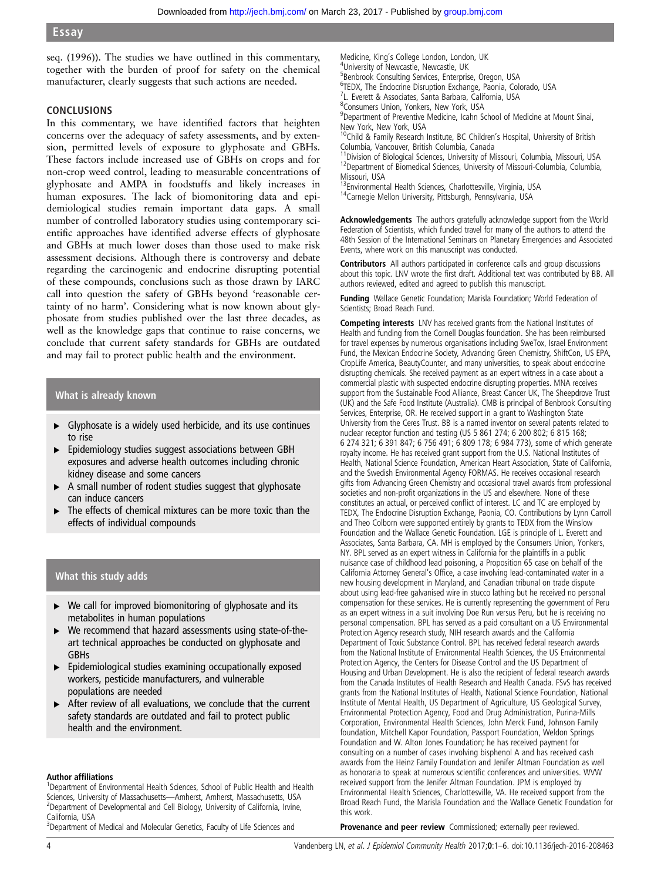seq. (1996)). The studies we have outlined in this commentary, together with the burden of proof for safety on the chemical manufacturer, clearly suggests that such actions are needed.

## CONCLUSIONS

In this commentary, we have identified factors that heighten concerns over the adequacy of safety assessments, and by extension, permitted levels of exposure to glyphosate and GBHs. These factors include increased use of GBHs on crops and for non-crop weed control, leading to measurable concentrations of glyphosate and AMPA in foodstuffs and likely increases in human exposures. The lack of biomonitoring data and epidemiological studies remain important data gaps. A small number of controlled laboratory studies using contemporary scientific approaches have identified adverse effects of glyphosate and GBHs at much lower doses than those used to make risk assessment decisions. Although there is controversy and debate regarding the carcinogenic and endocrine disrupting potential of these compounds, conclusions such as those drawn by IARC call into question the safety of GBHs beyond 'reasonable certainty of no harm'. Considering what is now known about glyphosate from studies published over the last three decades, as well as the knowledge gaps that continue to raise concerns, we conclude that current safety standards for GBHs are outdated and may fail to protect public health and the environment.

### What is already known

- Glyphosate is a widely used herbicide, and its use continues to rise
- Epidemiology studies suggest associations between GBH exposures and adverse health outcomes including chronic kidney disease and some cancers
- A small number of rodent studies suggest that glyphosate can induce cancers
- The effects of chemical mixtures can be more toxic than the effects of individual compounds

### What this study adds

- We call for improved biomonitoring of glyphosate and its metabolites in human populations
- We recommend that hazard assessments using state-of-the-art technical approaches be conducted on glyphosate and GBHs
- Epidemiological studies examining occupationally exposed workers, pesticide manufacturers, and vulnerable populations are needed
- After review of all evaluations, we conclude that the current safety standards are outdated and fail to protect public health and the environment.

**Author affiliations**
[1]Department of Environmental Health Sciences, School of Public Health and Health Sciences, University of Massachusetts—Amherst, Amherst, Massachusetts, USA
[2]Department of Developmental and Cell Biology, University of California, Irvine, California, USA
[3]Department of Medical and Molecular Genetics, Faculty of Life Sciences and Medicine, King's College London, London, UK
[4]University of Newcastle, Newcastle, UK
[5]Benbrook Consulting Services, Enterprise, Oregon, USA
[6]TEDX, The Endocrine Disruption Exchange, Paonia, Colorado, USA
[7]L. Everett & Associates, Santa Barbara, California, USA
[8]Consumers Union, Yonkers, New York, USA
[9]Department of Preventive Medicine, Icahn School of Medicine at Mount Sinai, New York, New York, USA
[10]Child & Family Research Institute, BC Children's Hospital, University of British Columbia, Vancouver, British Columbia, Canada
[11]Division of Biological Sciences, University of Missouri, Columbia, Missouri, USA
[12]Department of Biomedical Sciences, University of Missouri-Columbia, Columbia, Missouri, USA
[13]Environmental Health Sciences, Charlottesville, Virginia, USA
[14]Carnegie Mellon University, Pittsburgh, Pennsylvania, USA

**Acknowledgements** The authors gratefully acknowledge support from the World Federation of Scientists, which funded travel for many of the authors to attend the 48th Session of the International Seminars on Planetary Emergencies and Associated Events, where work on this manuscript was conducted.

**Contributors** All authors participated in conference calls and group discussions about this topic. LNV wrote the first draft. Additional text was contributed by BB. All authors reviewed, edited and agreed to publish this manuscript.

**Funding** Wallace Genetic Foundation; Marisla Foundation; World Federation of Scientists; Broad Reach Fund.

**Competing interests** LNV has received grants from the National Institutes of Health and funding from the Cornell Douglas foundation. She has been reimbursed for travel expenses by numerous organisations including SweTox, Israel Environment Fund, the Mexican Endocrine Society, Advancing Green Chemistry, ShiftCon, US EPA, CropLife America, BeautyCounter, and many universities, to speak about endocrine disrupting chemicals. She received payment as an expert witness in a case about a commercial plastic with suspected endocrine disrupting properties. MNA receives support from the Sustainable Food Alliance, Breast Cancer UK, The Sheepdrove Trust (UK) and the Safe Food Institute (Australia). CMB is principal of Benbrook Consulting Services, Enterprise, OR. He received support in a grant to Washington State University from the Ceres Trust. BB is a named inventor on several patents related to nuclear receptor function and testing (US 5 861 274; 6 200 802; 6 815 168; 6 274 321; 6 391 847; 6 756 491; 6 809 178; 6 984 773), some of which generate royalty income. He has received grant support from the U.S. National Institutes of Health, National Science Foundation, American Heart Association, State of California, and the Swedish Environmental Agency FORMAS. He receives occasional research gifts from Advancing Green Chemistry and occasional travel awards from professional societies and non-profit organizations in the US and elsewhere. None of these constitutes an actual, or perceived conflict of interest. LC and TC are employed by TEDX, The Endocrine Disruption Exchange, Paonia, CO. Contributions by Lynn Carroll and Theo Colborn were supported entirely by grants to TEDX from the Winslow Foundation and the Wallace Genetic Foundation. LGE is principle of L. Everett and Associates, Santa Barbara, CA. MH is employed by the Consumers Union, Yonkers, NY. BPL served as an expert witness in California for the plaintiffs in a public nuisance case of childhood lead poisoning, a Proposition 65 case on behalf of the California Attorney General's Office, a case involving lead-contaminated water in a new housing development in Maryland, and Canadian tribunal on trade dispute about using lead-free galvanised wire in stucco lathing but he received no personal compensation for these services. He is currently representing the government of Peru as an expert witness in a suit involving Doe Run versus Peru, but he is receiving no personal compensation. BPL has served as a paid consultant on a US Environmental Protection Agency research study, NIH research awards and the California Department of Toxic Substance Control. BPL has received federal research awards from the National Institute of Environmental Health Sciences, the US Environmental Protection Agency, the Centers for Disease Control and the US Department of Housing and Urban Development. He is also the recipient of federal research awards from the Canada Institutes of Health Research and Health Canada. FSvS has received grants from the National Institutes of Health, National Science Foundation, National Institute of Mental Health, US Department of Agriculture, US Geological Survey, Environmental Protection Agency, Food and Drug Administration, Purina-Mills Corporation, Environmental Health Sciences, John Merck Fund, Johnson Family foundation, Mitchell Kapor Foundation, Passport Foundation, Weldon Springs Foundation and W. Alton Jones Foundation; he has received payment for consulting on a number of cases involving bisphenol A and has received cash awards from the Heinz Family Foundation and Jenifer Altman Foundation as well as honoraria to speak at numerous scientific conferences and universities. WVW received support from the Jenifer Altman Foundation. JPM is employed by Environmental Health Sciences, Charlottesville, VA. He received support from the Broad Reach Fund, the Marisla Foundation and the Wallace Genetic Foundation for this work.

**Provenance and peer review** Commissioned; externally peer reviewed.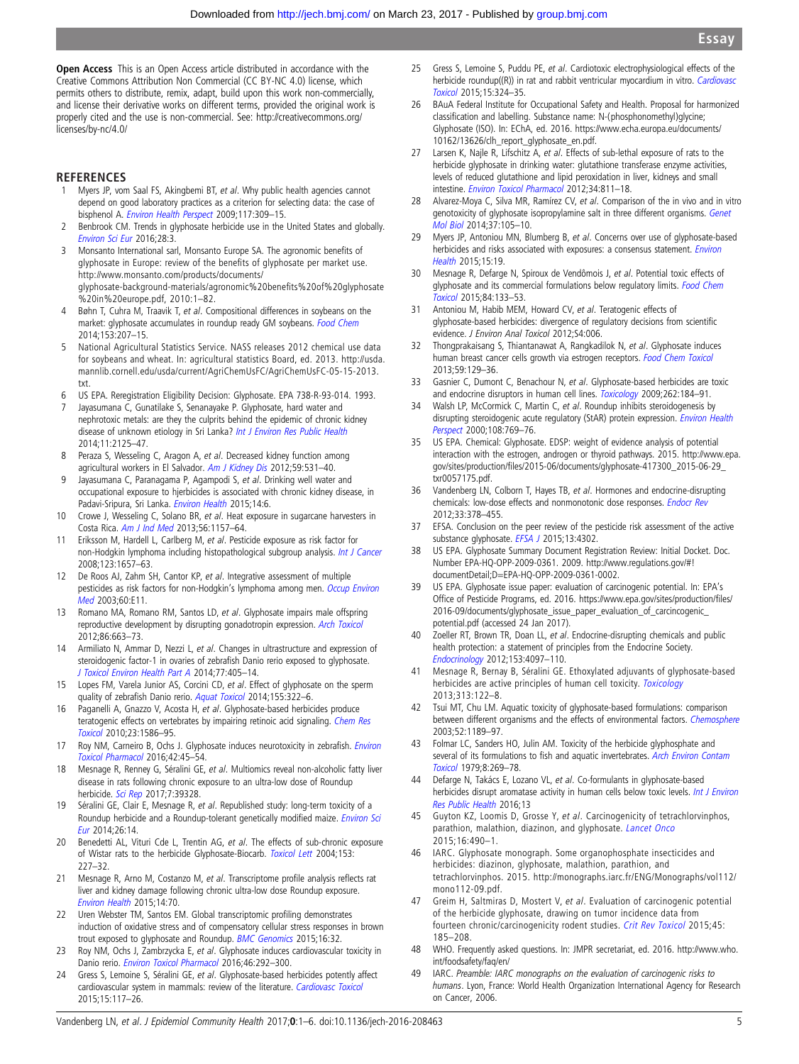**Open Access** This is an Open Access article distributed in accordance with the Creative Commons Attribution Non Commercial (CC BY-NC 4.0) license, which permits others to distribute, remix, adapt, build upon this work non-commercially, and license their derivative works on different terms, provided the original work is properly cited and the use is non-commercial. See: http://creativecommons.org/licenses/by-nc/4.0/

## REFERENCES

1. Myers JP, vom Saal FS, Akingbemi BT, *et al*. Why public health agencies cannot depend on good laboratory practices as a criterion for selecting data: the case of bisphenol A. *Environ Health Perspect* 2009;117:309–15.
2. Benbrook CM. Trends in glyphosate herbicide use in the United States and globally. *Environ Sci Eur* 2016;28:3.
3. Monsanto International sarl, Monsanto Europe SA. The agronomic benefits of glyphosate in Europe: review of the benefits of glyphosate per market use. http://www.monsanto.com/products/documents/glyphosate-background-materials/agronomic%20benefits%20of%20glyphosate%20in%20europe.pdf, 2010:1–82.
4. Bøhn T, Cuhra M, Traavik T, *et al*. Compositional differences in soybeans on the market: glyphosate accumulates in roundup ready GM soybeans. *Food Chem* 2014;153:207–15.
5. National Agricultural Statistics Service. NASS releases 2012 chemical use data for soybeans and wheat. In: agricultural statistics Board, ed. 2013. http://usda.mannlib.cornell.edu/usda/current/AgriChemUsFC/AgriChemUsFC-05-15-2013.txt.
6. US EPA. Reregistration Eligibility Decision: Glyphosate. EPA 738-R-93-014. 1993.
7. Jayasumana C, Gunatilake S, Senanayake P. Glyphosate, hard water and nephrotoxic metals: are they the culprits behind the epidemic of chronic kidney disease of unknown etiology in Sri Lanka? *Int J Environ Res Public Health* 2014;11:2125–47.
8. Peraza S, Wesseling C, Aragon A, *et al*. Decreased kidney function among agricultural workers in El Salvador. *Am J Kidney Dis* 2012;59:531–40.
9. Jayasumana C, Paranagama P, Agampodi S, *et al*. Drinking well water and occupational exposure to hjerbicides is associated with chronic kidney disease, in Padavi-Sripura, Sri Lanka. *Environ Health* 2015;14:6.
10. Crowe J, Wesseling C, Solano BR, *et al*. Heat exposure in sugarcane harvesters in Costa Rica. *Am J Ind Med* 2013;56:1157–64.
11. Eriksson M, Hardell L, Carlberg M, *et al*. Pesticide exposure as risk factor for non-Hodgkin lymphoma including histopathological subgroup analysis. *Int J Cancer* 2008;123:1657–63.
12. De Roos AJ, Zahm SH, Cantor KP, *et al*. Integrative assessment of multiple pesticides as risk factors for non-Hodgkin's lymphoma among men. *Occup Environ Med* 2003;60:E11.
13. Romano MA, Romano RM, Santos LD, *et al*. Glyphosate impairs male offspring reproductive development by disrupting gonadotropin expression. *Arch Toxicol* 2012;86:663–73.
14. Armiliato N, Ammar D, Nezzi L, *et al*. Changes in ultrastructure and expression of steroidogenic factor-1 in ovaries of zebrafish Danio rerio exposed to glyphosate. *J Toxicol Environ Health Part A* 2014;77:405–14.
15. Lopes FM, Varela Junior AS, Corcini CD, *et al*. Effect of glyphosate on the sperm quality of zebrafish Danio rerio. *Aquat Toxicol* 2014;155:322–6.
16. Paganelli A, Gnazzo V, Acosta H, *et al*. Glyphosate-based herbicides produce teratogenic effects on vertebrates by impairing retinoic acid signaling. *Chem Res Toxicol* 2010;23:1586–95.
17. Roy NM, Carneiro B, Ochs J. Glyphosate induces neurotoxicity in zebrafish. *Environ Toxicol Pharmacol* 2016;42:45–54.
18. Mesnage R, Renney G, Séralini GE, *et al*. Multiomics reveal non-alcoholic fatty liver disease in rats following chronic exposure to an ultra-low dose of Roundup herbicide. *Sci Rep* 2017;7:39328.
19. Séralini GE, Clair E, Mesnage R, *et al*. Republished study: long-term toxicity of a Roundup herbicide and a Roundup-tolerant genetically modified maize. *Environ Sci Eur* 2014;26:14.
20. Benedetti AL, Vituri Cde L, Trentin AG, *et al*. The effects of sub-chronic exposure of Wistar rats to the herbicide Glyphosate-Biocarb. *Toxicol Lett* 2004;153:227–32.
21. Mesnage R, Arno M, Costanzo M, *et al*. Transcriptome profile analysis reflects rat liver and kidney damage following chronic ultra-low dose Roundup exposure. *Environ Health* 2015;14:70.
22. Uren Webster TM, Santos EM. Global transcriptomic profiling demonstrates induction of oxidative stress and of compensatory cellular stress responses in brown trout exposed to glyphosate and Roundup. *BMC Genomics* 2015;16:32.
23. Roy NM, Ochs J, Zambrzycka E, *et al*. Glyphosate induces cardiovascular toxicity in Danio rerio. *Environ Toxicol Pharmacol* 2016;46:292–300.
24. Gress S, Lemoine S, Séralini GE, *et al*. Glyphosate-based herbicides potently affect cardiovascular system in mammals: review of the literature. *Cardiovasc Toxicol* 2015;15:117–26.
25. Gress S, Lemoine S, Puddu PE, *et al*. Cardiotoxic electrophysiological effects of the herbicide roundup((R)) in rat and rabbit ventricular myocardium in vitro. *Cardiovasc Toxicol* 2015;15:324–35.
26. BAuA Federal Institute for Occupational Safety and Health. Proposal for harmonized classification and labelling. Substance name: N-(phosphonomethyl)glycine; Glyphosate (ISO). In: EChA, ed. 2016. https://www.echa.europa.eu/documents/10162/13626/clh_report_glyphosate_en.pdf.
27. Larsen K, Najle R, Lifschitz A, *et al*. Effects of sub-lethal exposure of rats to the herbicide glyphosate in drinking water: glutathione transferase enzyme activities, levels of reduced glutathione and lipid peroxidation in liver, kidneys and small intestine. *Environ Toxicol Pharmacol* 2012;34:811–18.
28. Alvarez-Moya C, Silva MR, Ramírez CV, *et al*. Comparison of the in vivo and in vitro genotoxicity of glyphosate isopropylamine salt in three different organisms. *Genet Mol Biol* 2014;37:105–10.
29. Myers JP, Antoniou MN, Blumberg B, *et al*. Concerns over use of glyphosate-based herbicides and risks associated with exposures: a consensus statement. *Environ Health* 2015;15:19.
30. Mesnage R, Defarge N, Spiroux de Vendômois J, *et al*. Potential toxic effects of glyphosate and its commercial formulations below regulatory limits. *Food Chem Toxicol* 2015;84:133–53.
31. Antoniou M, Habib MEM, Howard CV, *et al*. Teratogenic effects of glyphosate-based herbicides: divergence of regulatory decisions from scientific evidence. *J Environ Anal Toxicol* 2012;S4:006.
32. Thongprakaisang S, Thiantanawat A, Rangkadilok N, *et al*. Glyphosate induces human breast cancer cells growth via estrogen receptors. *Food Chem Toxicol* 2013;59:129–36.
33. Gasnier C, Dumont C, Benachour N, *et al*. Glyphosate-based herbicides are toxic and endocrine disruptors in human cell lines. *Toxicology* 2009;262:184–91.
34. Walsh LP, McCormick C, Martin C, *et al*. Roundup inhibits steroidogenesis by disrupting steroidogenic acute regulatory (StAR) protein expression. *Environ Health Perspect* 2000;108:769–76.
35. US EPA. Chemical: Glyphosate. EDSP: weight of evidence analysis of potential interaction with the estrogen, androgen or thyroid pathways. 2015. http://www.epa.gov/sites/production/files/2015-06/documents/glyphosate-417300_2015-06-29_txr0057175.pdf.
36. Vandenberg LN, Colborn T, Hayes TB, *et al*. Hormones and endocrine-disrupting chemicals: low-dose effects and nonmonotonic dose responses. *Endocr Rev* 2012;33:378–455.
37. EFSA. Conclusion on the peer review of the pesticide risk assessment of the active substance glyphosate. *EFSA J* 2015;13:4302.
38. US EPA. Glyphosate Summary Document Registration Review: Initial Docket. Doc. Number EPA-HQ-OPP-2009-0361. 2009. http://www.regulations.gov/#!documentDetail;D=EPA-HQ-OPP-2009-0361-0002.
39. US EPA. Glyphosate issue paper: evaluation of carcinogenic potential. In: EPA's Office of Pesticide Programs, ed. 2016. https://www.epa.gov/sites/production/files/2016-09/documents/glyphosate_issue_paper_evaluation_of_carcincogenic_potential.pdf (accessed 24 Jan 2017).
40. Zoeller RT, Brown TR, Doan LL, *et al*. Endocrine-disrupting chemicals and public health protection: a statement of principles from the Endocrine Society. *Endocrinology* 2012;153:4097–110.
41. Mesnage R, Bernay B, Séralini GE. Ethoxylated adjuvants of glyphosate-based herbicides are active principles of human cell toxicity. *Toxicology* 2013;313:122–8.
42. Tsui MT, Chu LM. Aquatic toxicity of glyphosate-based formulations: comparison between different organisms and the effects of environmental factors. *Chemosphere* 2003;52:1189–97.
43. Folmar LC, Sanders HO, Julin AM. Toxicity of the herbicide glyphosphate and several of its formulations to fish and aquatic invertebrates. *Arch Environ Contam Toxicol* 1979;8:269–78.
44. Defarge N, Takács E, Lozano VL, *et al*. Co-formulants in glyphosate-based herbicides disrupt aromatase activity in human cells below toxic levels. *Int J Environ Res Public Health* 2016;13
45. Guyton KZ, Loomis D, Grosse Y, *et al*. Carcinogenicity of tetrachlorvinphos, parathion, malathion, diazinon, and glyphosate. *Lancet Onco* 2015;16:490–1.
46. IARC. Glyphosate monograph. Some organophosphate insecticides and herbicides: diazinon, glyphosate, malathion, parathion, and tetrachlorvinphos. 2015. http://monographs.iarc.fr/ENG/Monographs/vol112/mono112-09.pdf.
47. Greim H, Saltmiras D, Mostert V, *et al*. Evaluation of carcinogenic potential of the herbicide glyphosate, drawing on tumor incidence data from fourteen chronic/carcinogenicity rodent studies. *Crit Rev Toxicol* 2015;45:185–208.
48. WHO. Frequently asked questions. In: JMPR secretariat, ed. 2016. http://www.who.int/foodsafety/faq/en/
49. IARC. *Preamble: IARC monographs on the evaluation of carcinogenic risks to humans*. Lyon, France: World Health Organization International Agency for Research on Cancer, 2006.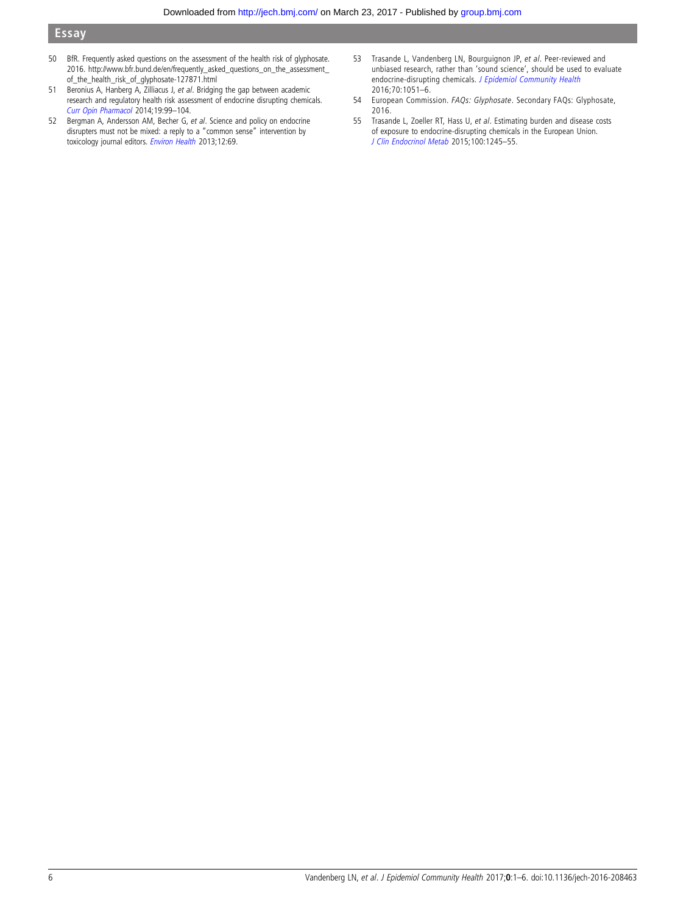50 BfR. Frequently asked questions on the assessment of the health risk of glyphosate. 2016. http://www.bfr.bund.de/en/frequently_asked_questions_on_the_assessment_of_the_health_risk_of_glyphosate-127871.html

51 Beronius A, Hanberg A, Zilliacus J, *et al*. Bridging the gap between academic research and regulatory health risk assessment of endocrine disrupting chemicals. *Curr Opin Pharmacol* 2014;19:99–104.

52 Bergman A, Andersson AM, Becher G, *et al*. Science and policy on endocrine disrupters must not be mixed: a reply to a "common sense" intervention by toxicology journal editors. *Environ Health* 2013;12:69.

53 Trasande L, Vandenberg LN, Bourguignon JP, *et al*. Peer-reviewed and unbiased research, rather than 'sound science', should be used to evaluate endocrine-disrupting chemicals. *J Epidemiol Community Health* 2016;70:1051–6.

54 European Commission. *FAQs: Glyphosate*. Secondary FAQs: Glyphosate, 2016.

55 Trasande L, Zoeller RT, Hass U, *et al*. Estimating burden and disease costs of exposure to endocrine-disrupting chemicals in the European Union. *J Clin Endocrinol Metab* 2015;100:1245–55.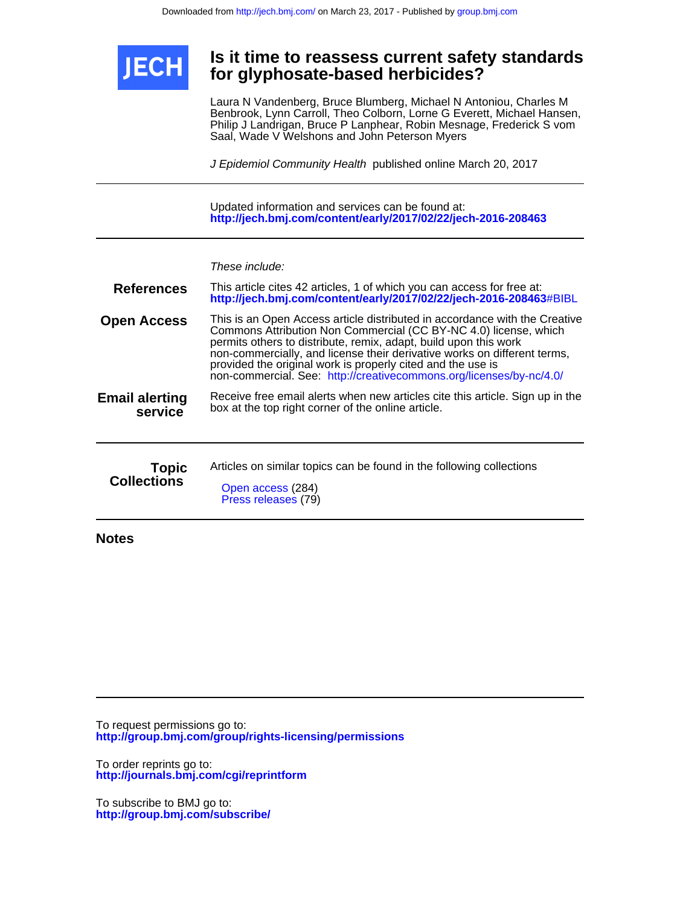Downloaded from http://jech.bmj.com/ on March 23, 2017 - Published by group.bmj.com

# Is it time to reassess current safety standards for glyphosate-based herbicides?

Laura N Vandenberg, Bruce Blumberg, Michael N Antoniou, Charles M Benbrook, Lynn Carroll, Theo Colborn, Lorne G Everett, Michael Hansen, Philip J Landrigan, Bruce P Lanphear, Robin Mesnage, Frederick S vom Saal, Wade V Welshons and John Peterson Myers

*J Epidemiol Community Health* published online March 20, 2017

Updated information and services can be found at:
**http://jech.bmj.com/content/early/2017/02/22/jech-2016-208463**

*These include:*

**References**
This article cites 42 articles, 1 of which you can access for free at:
**http://jech.bmj.com/content/early/2017/02/22/jech-2016-208463**#BIBL

**Open Access**
This is an Open Access article distributed in accordance with the Creative Commons Attribution Non Commercial (CC BY-NC 4.0) license, which permits others to distribute, remix, adapt, build upon this work non-commercially, and license their derivative works on different terms, provided the original work is properly cited and the use is non-commercial. See: http://creativecommons.org/licenses/by-nc/4.0/

**Email alerting service**
Receive free email alerts when new articles cite this article. Sign up in the box at the top right corner of the online article.

**Topic Collections**
Articles on similar topics can be found in the following collections

Open access (284)
Press releases (79)

## Notes

To request permissions go to:
**http://group.bmj.com/group/rights-licensing/permissions**

To order reprints go to:
**http://journals.bmj.com/cgi/reprintform**

To subscribe to BMJ go to:
**http://group.bmj.com/subscribe/**